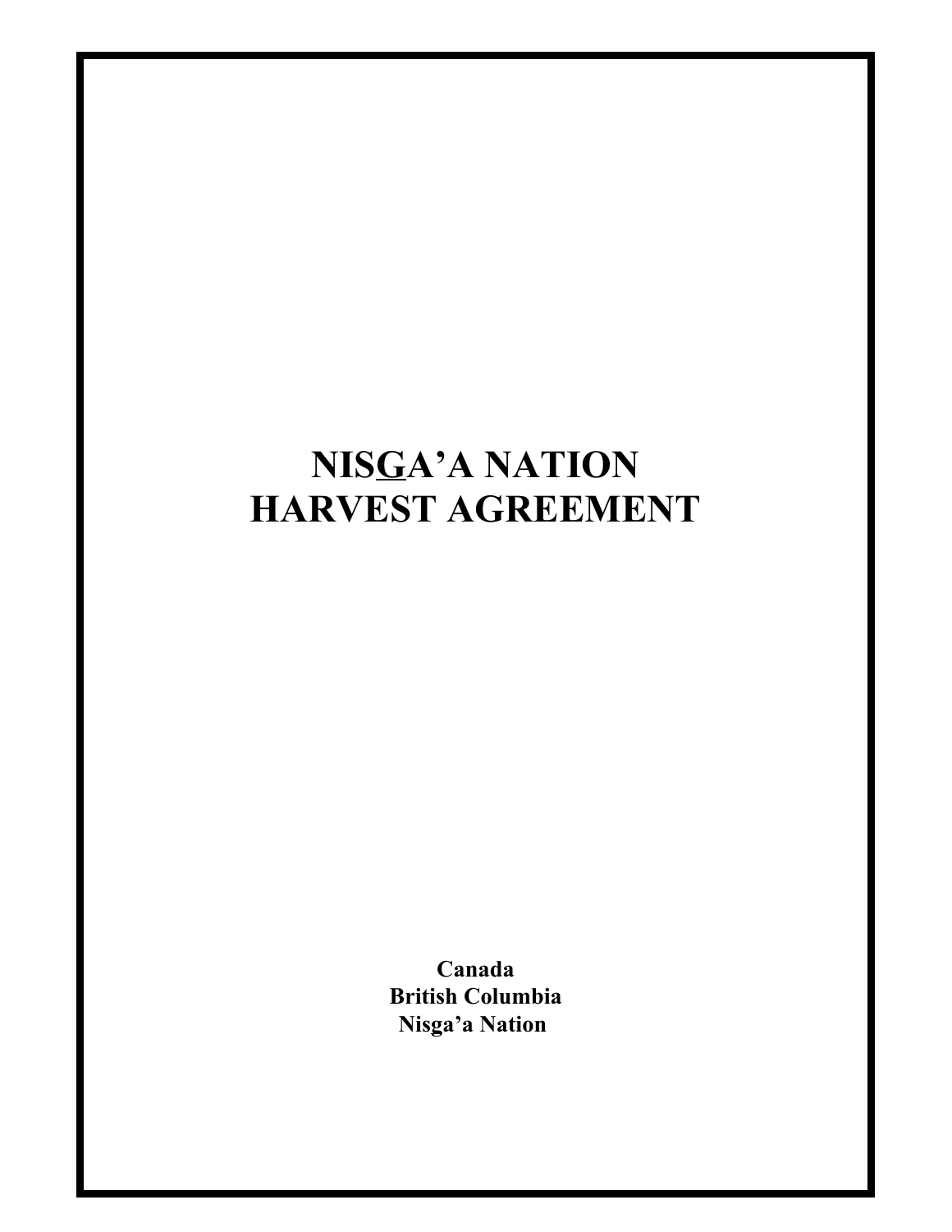# NISGA'A NATION HARVEST AGREEMENT

**Canada**
**British Columbia**
**Nisga'a Nation**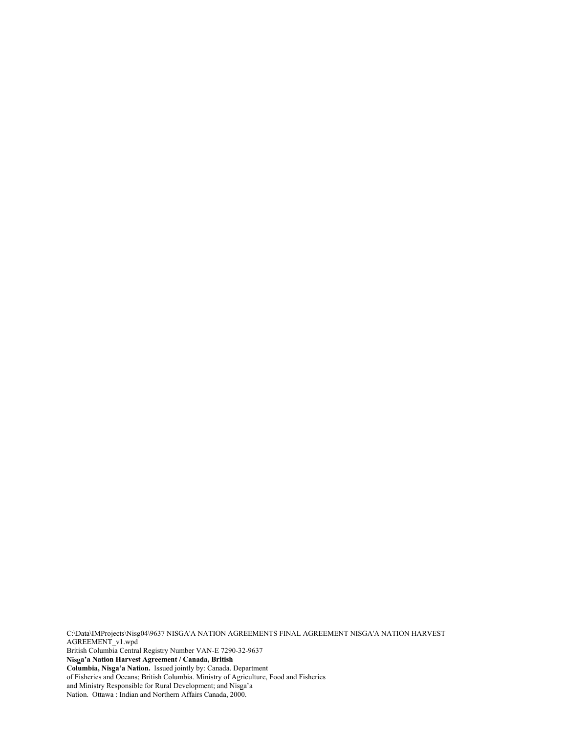C:\Data\IMProjects\Nisg04\9637 NISGA'A NATION AGREEMENTS FINAL AGREEMENT NISGA'A NATION HARVEST AGREEMENT_v1.wpd
British Columbia Central Registry Number VAN-E 7290-32-9637
**Nisga'a Nation Harvest Agreement / Canada, British Columbia, Nisga'a Nation.** Issued jointly by: Canada. Department of Fisheries and Oceans; British Columbia. Ministry of Agriculture, Food and Fisheries and Ministry Responsible for Rural Development; and Nisga'a Nation. Ottawa : Indian and Northern Affairs Canada, 2000.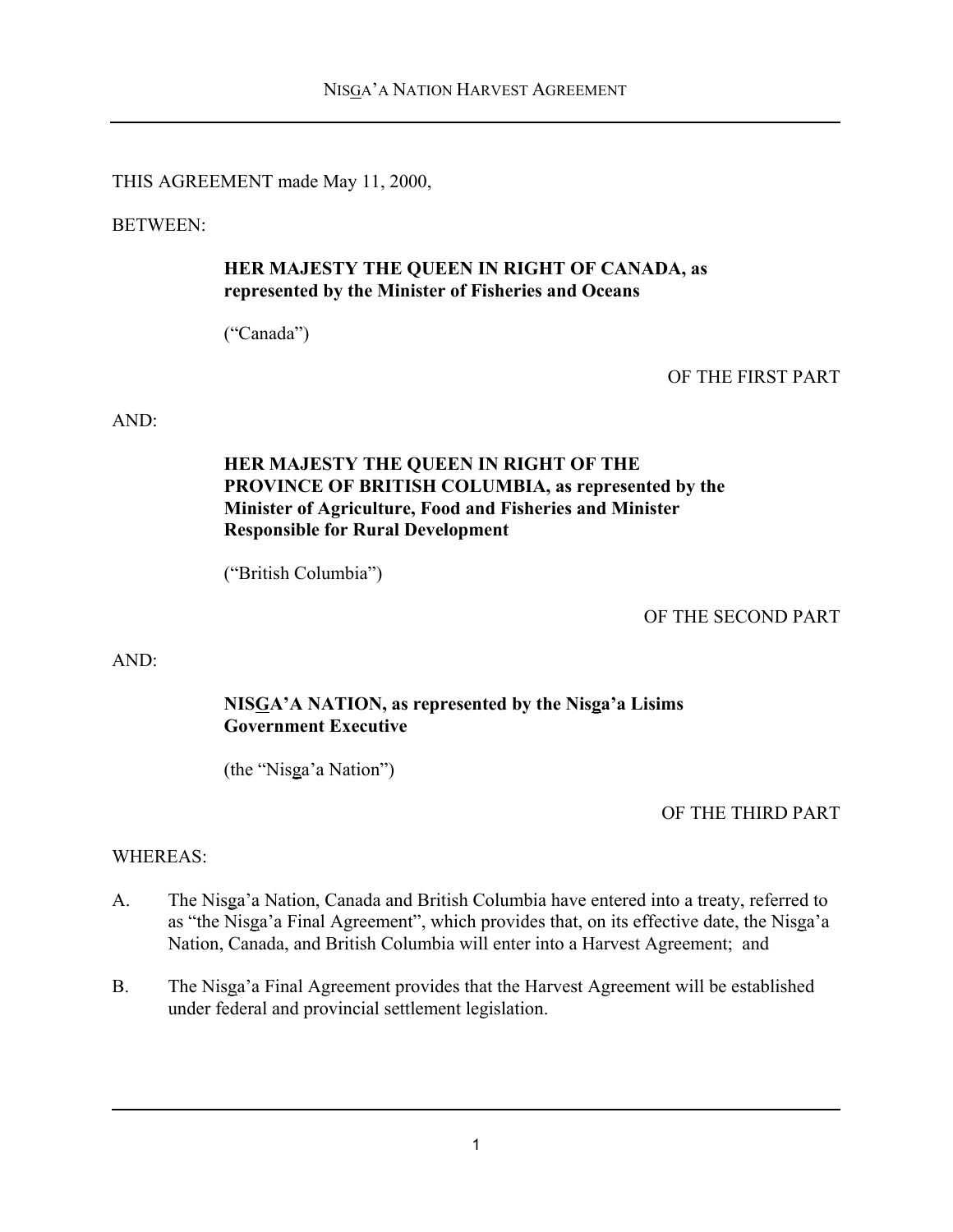THIS AGREEMENT made May 11, 2000,

BETWEEN:

**HER MAJESTY THE QUEEN IN RIGHT OF CANADA, as represented by the Minister of Fisheries and Oceans**

("Canada")

OF THE FIRST PART

AND:

**HER MAJESTY THE QUEEN IN RIGHT OF THE PROVINCE OF BRITISH COLUMBIA, as represented by the Minister of Agriculture, Food and Fisheries and Minister Responsible for Rural Development**

("British Columbia")

OF THE SECOND PART

AND:

**NISGA'A NATION, as represented by the Nisga'a Lisims Government Executive**

(the "Nisga'a Nation")

OF THE THIRD PART

WHEREAS:

A. The Nisga'a Nation, Canada and British Columbia have entered into a treaty, referred to as "the Nisga'a Final Agreement", which provides that, on its effective date, the Nisga'a Nation, Canada, and British Columbia will enter into a Harvest Agreement; and

B. The Nisga'a Final Agreement provides that the Harvest Agreement will be established under federal and provincial settlement legislation.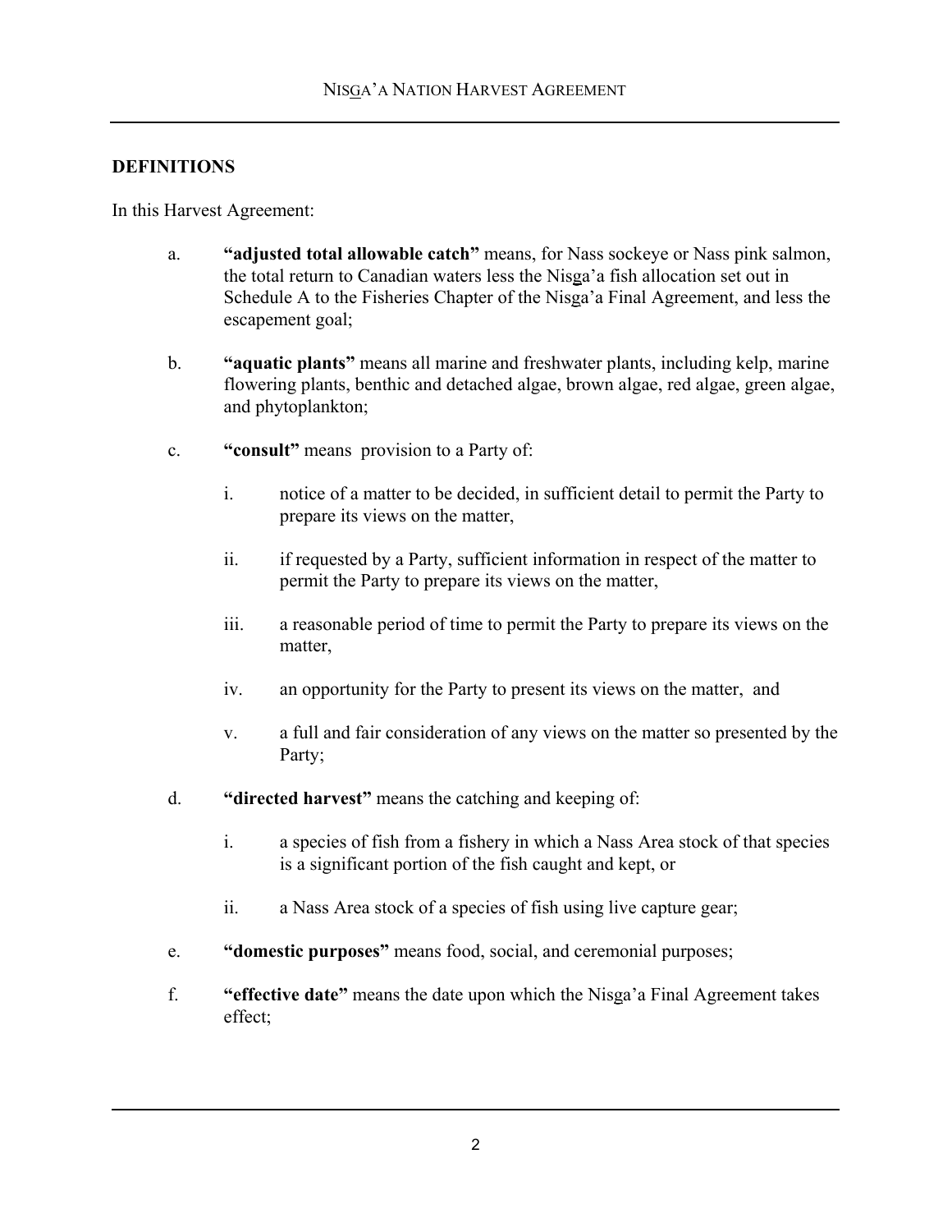## DEFINITIONS

In this Harvest Agreement:

a. **"adjusted total allowable catch"** means, for Nass sockeye or Nass pink salmon, the total return to Canadian waters less the Nisga'a fish allocation set out in Schedule A to the Fisheries Chapter of the Nisga'a Final Agreement, and less the escapement goal;

b. **"aquatic plants"** means all marine and freshwater plants, including kelp, marine flowering plants, benthic and detached algae, brown algae, red algae, green algae, and phytoplankton;

c. **"consult"** means provision to a Party of:

   i. notice of a matter to be decided, in sufficient detail to permit the Party to prepare its views on the matter,

   ii. if requested by a Party, sufficient information in respect of the matter to permit the Party to prepare its views on the matter,

   iii. a reasonable period of time to permit the Party to prepare its views on the matter,

   iv. an opportunity for the Party to present its views on the matter, and

   v. a full and fair consideration of any views on the matter so presented by the Party;

d. **"directed harvest"** means the catching and keeping of:

   i. a species of fish from a fishery in which a Nass Area stock of that species is a significant portion of the fish caught and kept, or

   ii. a Nass Area stock of a species of fish using live capture gear;

e. **"domestic purposes"** means food, social, and ceremonial purposes;

f. **"effective date"** means the date upon which the Nisga'a Final Agreement takes effect;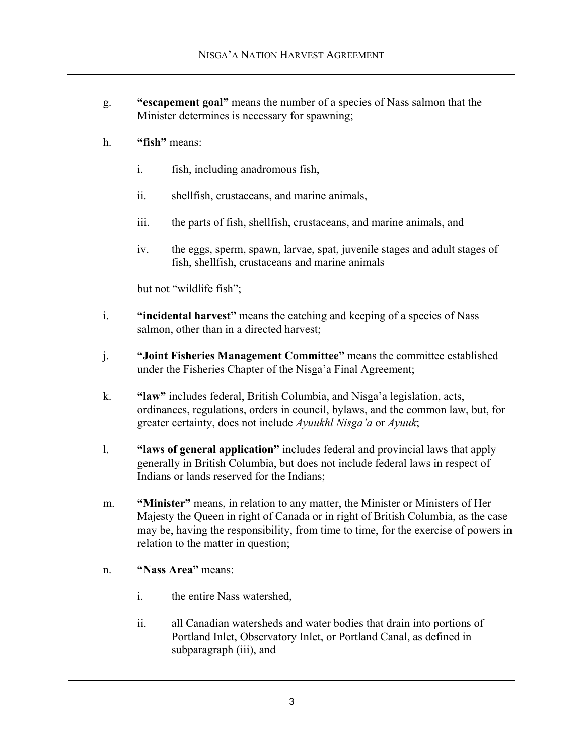g. **"escapement goal"** means the number of a species of Nass salmon that the Minister determines is necessary for spawning;

h. **"fish"** means:

   i. fish, including anadromous fish,

   ii. shellfish, crustaceans, and marine animals,

   iii. the parts of fish, shellfish, crustaceans, and marine animals, and

   iv. the eggs, sperm, spawn, larvae, spat, juvenile stages and adult stages of fish, shellfish, crustaceans and marine animals

   but not "wildlife fish";

i. **"incidental harvest"** means the catching and keeping of a species of Nass salmon, other than in a directed harvest;

j. **"Joint Fisheries Management Committee"** means the committee established under the Fisheries Chapter of the Nisga'a Final Agreement;

k. **"law"** includes federal, British Columbia, and Nisga'a legislation, acts, ordinances, regulations, orders in council, bylaws, and the common law, but, for greater certainty, does not include *Ayuukhl Nisga'a* or *Ayuuk*;

l. **"laws of general application"** includes federal and provincial laws that apply generally in British Columbia, but does not include federal laws in respect of Indians or lands reserved for the Indians;

m. **"Minister"** means, in relation to any matter, the Minister or Ministers of Her Majesty the Queen in right of Canada or in right of British Columbia, as the case may be, having the responsibility, from time to time, for the exercise of powers in relation to the matter in question;

n. **"Nass Area"** means:

   i. the entire Nass watershed,

   ii. all Canadian watersheds and water bodies that drain into portions of Portland Inlet, Observatory Inlet, or Portland Canal, as defined in subparagraph (iii), and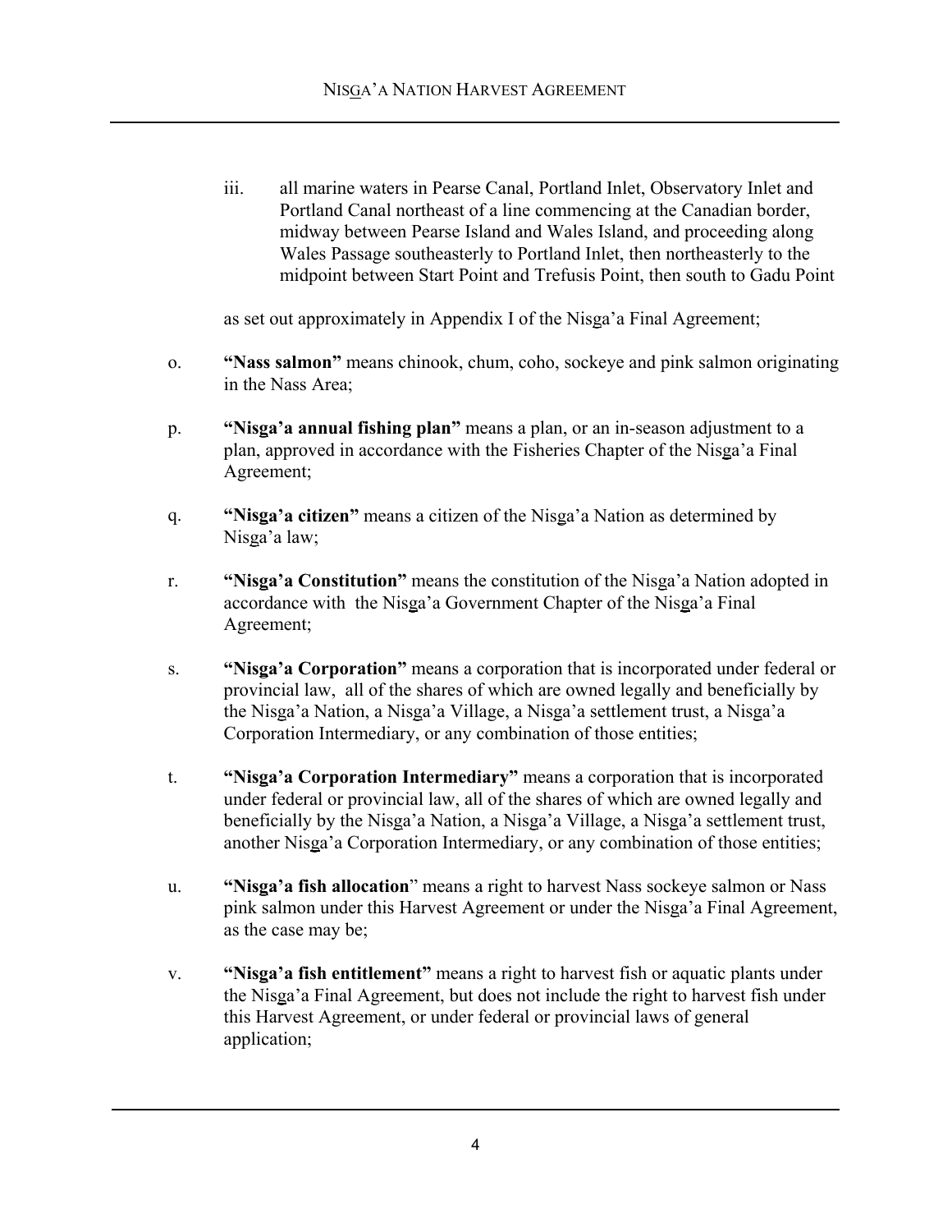iii. all marine waters in Pearse Canal, Portland Inlet, Observatory Inlet and Portland Canal northeast of a line commencing at the Canadian border, midway between Pearse Island and Wales Island, and proceeding along Wales Passage southeasterly to Portland Inlet, then northeasterly to the midpoint between Start Point and Trefusis Point, then south to Gadu Point

as set out approximately in Appendix I of the Nisga'a Final Agreement;

o. **"Nass salmon"** means chinook, chum, coho, sockeye and pink salmon originating in the Nass Area;

p. **"Nisga'a annual fishing plan"** means a plan, or an in-season adjustment to a plan, approved in accordance with the Fisheries Chapter of the Nisga'a Final Agreement;

q. **"Nisga'a citizen"** means a citizen of the Nisga'a Nation as determined by Nisga'a law;

r. **"Nisga'a Constitution"** means the constitution of the Nisga'a Nation adopted in accordance with the Nisga'a Government Chapter of the Nisga'a Final Agreement;

s. **"Nisga'a Corporation"** means a corporation that is incorporated under federal or provincial law, all of the shares of which are owned legally and beneficially by the Nisga'a Nation, a Nisga'a Village, a Nisga'a settlement trust, a Nisga'a Corporation Intermediary, or any combination of those entities;

t. **"Nisga'a Corporation Intermediary"** means a corporation that is incorporated under federal or provincial law, all of the shares of which are owned legally and beneficially by the Nisga'a Nation, a Nisga'a Village, a Nisga'a settlement trust, another Nisga'a Corporation Intermediary, or any combination of those entities;

u. **"Nisga'a fish allocation"** means a right to harvest Nass sockeye salmon or Nass pink salmon under this Harvest Agreement or under the Nisga'a Final Agreement, as the case may be;

v. **"Nisga'a fish entitlement"** means a right to harvest fish or aquatic plants under the Nisga'a Final Agreement, but does not include the right to harvest fish under this Harvest Agreement, or under federal or provincial laws of general application;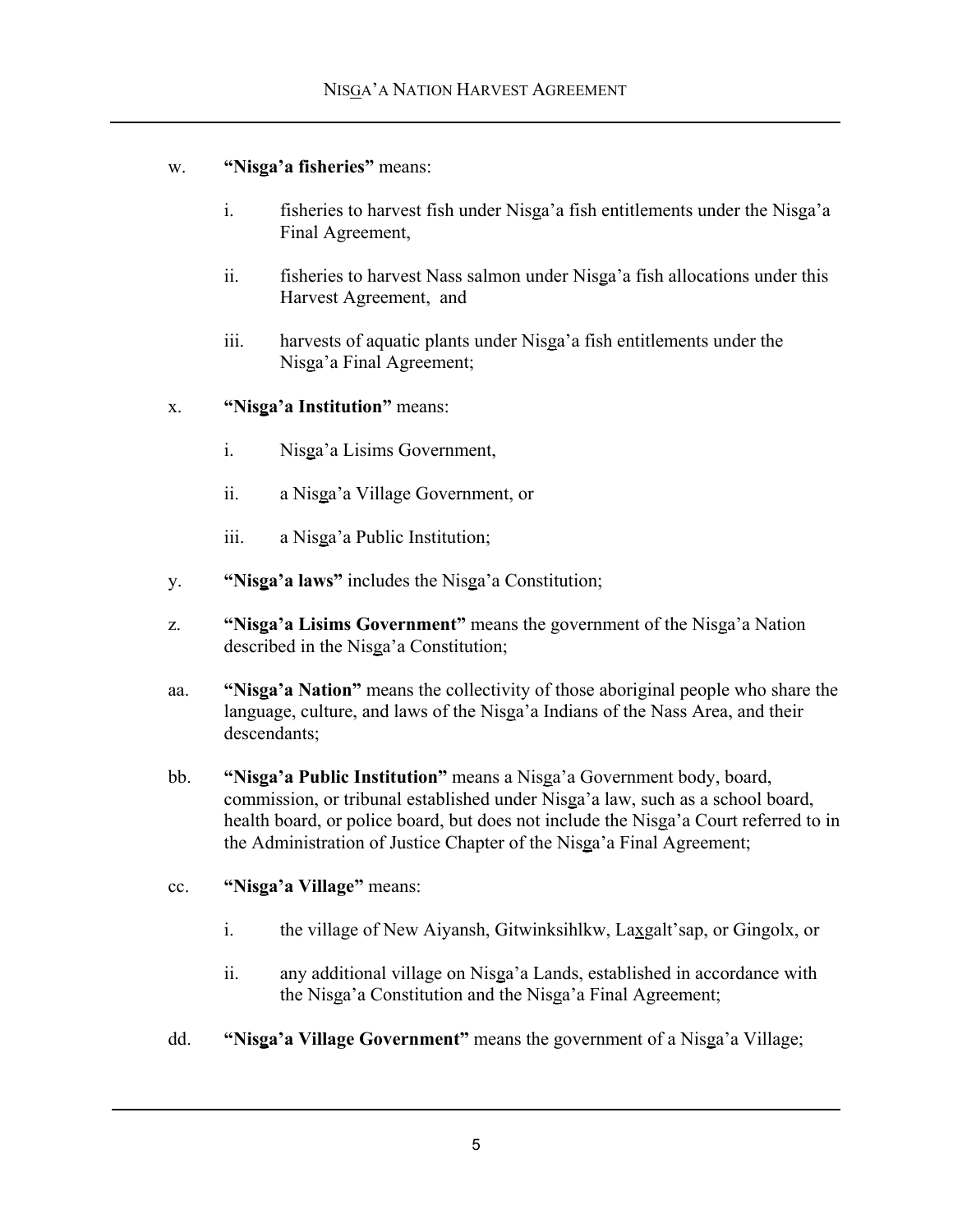w. **"Nisga'a fisheries"** means:

   i. fisheries to harvest fish under Nisga'a fish entitlements under the Nisga'a Final Agreement,

   ii. fisheries to harvest Nass salmon under Nisga'a fish allocations under this Harvest Agreement, and

   iii. harvests of aquatic plants under Nisga'a fish entitlements under the Nisga'a Final Agreement;

x. **"Nisga'a Institution"** means:

   i. Nisga'a Lisims Government,

   ii. a Nisga'a Village Government, or

   iii. a Nisga'a Public Institution;

y. **"Nisga'a laws"** includes the Nisga'a Constitution;

z. **"Nisga'a Lisims Government"** means the government of the Nisga'a Nation described in the Nisga'a Constitution;

aa. **"Nisga'a Nation"** means the collectivity of those aboriginal people who share the language, culture, and laws of the Nisga'a Indians of the Nass Area, and their descendants;

bb. **"Nisga'a Public Institution"** means a Nisga'a Government body, board, commission, or tribunal established under Nisga'a law, such as a school board, health board, or police board, but does not include the Nisga'a Court referred to in the Administration of Justice Chapter of the Nisga'a Final Agreement;

cc. **"Nisga'a Village"** means:

   i. the village of New Aiyansh, Gitwinksihlkw, Laxgalt'sap, or Gingolx, or

   ii. any additional village on Nisga'a Lands, established in accordance with the Nisga'a Constitution and the Nisga'a Final Agreement;

dd. **"Nisga'a Village Government"** means the government of a Nisga'a Village;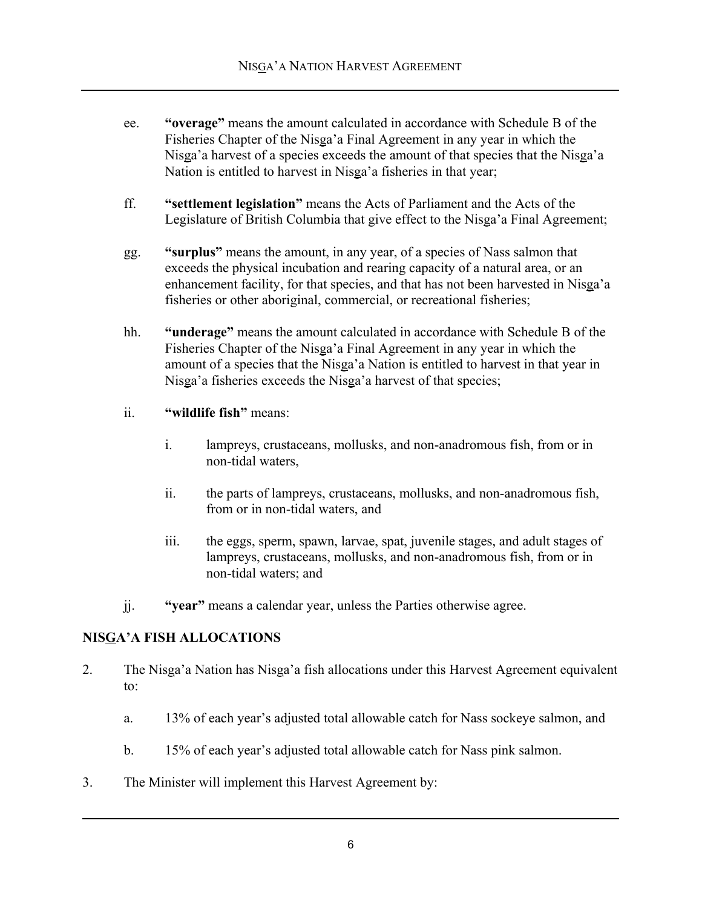ee. **“overage”** means the amount calculated in accordance with Schedule B of the Fisheries Chapter of the Nisga’a Final Agreement in any year in which the Nisga’a harvest of a species exceeds the amount of that species that the Nisga’a Nation is entitled to harvest in Nisga’a fisheries in that year;

ff. **“settlement legislation”** means the Acts of Parliament and the Acts of the Legislature of British Columbia that give effect to the Nisga’a Final Agreement;

gg. **“surplus”** means the amount, in any year, of a species of Nass salmon that exceeds the physical incubation and rearing capacity of a natural area, or an enhancement facility, for that species, and that has not been harvested in Nisga’a fisheries or other aboriginal, commercial, or recreational fisheries;

hh. **“underage”** means the amount calculated in accordance with Schedule B of the Fisheries Chapter of the Nisga’a Final Agreement in any year in which the amount of a species that the Nisga’a Nation is entitled to harvest in that year in Nisga’a fisheries exceeds the Nisga’a harvest of that species;

ii. **“wildlife fish”** means:

   i. lampreys, crustaceans, mollusks, and non-anadromous fish, from or in non-tidal waters,

   ii. the parts of lampreys, crustaceans, mollusks, and non-anadromous fish, from or in non-tidal waters, and

   iii. the eggs, sperm, spawn, larvae, spat, juvenile stages, and adult stages of lampreys, crustaceans, mollusks, and non-anadromous fish, from or in non-tidal waters; and

jj. **“year”** means a calendar year, unless the Parties otherwise agree.

## NISGA’A FISH ALLOCATIONS

2. The Nisga’a Nation has Nisga’a fish allocations under this Harvest Agreement equivalent to:

   a. 13% of each year’s adjusted total allowable catch for Nass sockeye salmon, and

   b. 15% of each year’s adjusted total allowable catch for Nass pink salmon.

3. The Minister will implement this Harvest Agreement by: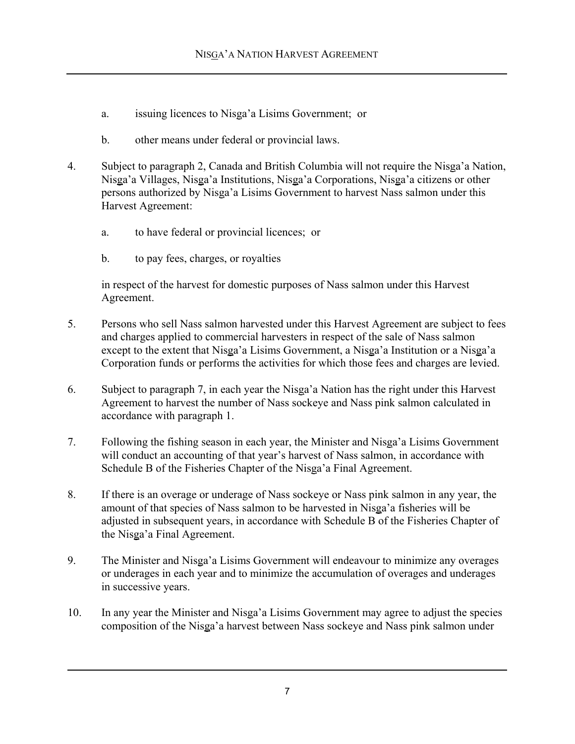a. issuing licences to Nisga'a Lisims Government; or

b. other means under federal or provincial laws.

4. Subject to paragraph 2, Canada and British Columbia will not require the Nisga'a Nation, Nisga'a Villages, Nisga'a Institutions, Nisga'a Corporations, Nisga'a citizens or other persons authorized by Nisga'a Lisims Government to harvest Nass salmon under this Harvest Agreement:

   a. to have federal or provincial licences; or

   b. to pay fees, charges, or royalties

   in respect of the harvest for domestic purposes of Nass salmon under this Harvest Agreement.

5. Persons who sell Nass salmon harvested under this Harvest Agreement are subject to fees and charges applied to commercial harvesters in respect of the sale of Nass salmon except to the extent that Nisga'a Lisims Government, a Nisga'a Institution or a Nisga'a Corporation funds or performs the activities for which those fees and charges are levied.

6. Subject to paragraph 7, in each year the Nisga'a Nation has the right under this Harvest Agreement to harvest the number of Nass sockeye and Nass pink salmon calculated in accordance with paragraph 1.

7. Following the fishing season in each year, the Minister and Nisga'a Lisims Government will conduct an accounting of that year's harvest of Nass salmon, in accordance with Schedule B of the Fisheries Chapter of the Nisga'a Final Agreement.

8. If there is an overage or underage of Nass sockeye or Nass pink salmon in any year, the amount of that species of Nass salmon to be harvested in Nisga'a fisheries will be adjusted in subsequent years, in accordance with Schedule B of the Fisheries Chapter of the Nisga'a Final Agreement.

9. The Minister and Nisga'a Lisims Government will endeavour to minimize any overages or underages in each year and to minimize the accumulation of overages and underages in successive years.

10. In any year the Minister and Nisga'a Lisims Government may agree to adjust the species composition of the Nisga'a harvest between Nass sockeye and Nass pink salmon under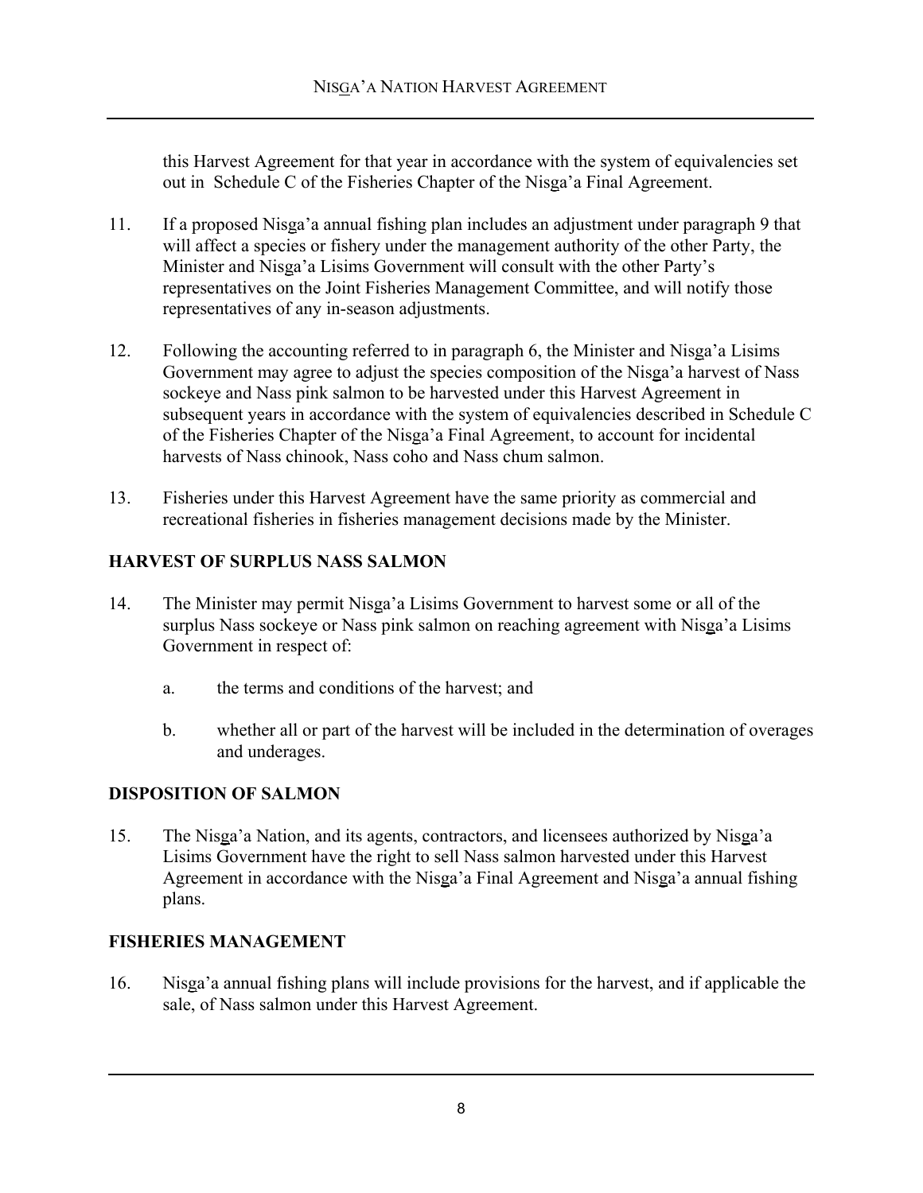this Harvest Agreement for that year in accordance with the system of equivalencies set out in Schedule C of the Fisheries Chapter of the Nisga'a Final Agreement.

11. If a proposed Nisga'a annual fishing plan includes an adjustment under paragraph 9 that will affect a species or fishery under the management authority of the other Party, the Minister and Nisga'a Lisims Government will consult with the other Party's representatives on the Joint Fisheries Management Committee, and will notify those representatives of any in-season adjustments.

12. Following the accounting referred to in paragraph 6, the Minister and Nisga'a Lisims Government may agree to adjust the species composition of the Nisga'a harvest of Nass sockeye and Nass pink salmon to be harvested under this Harvest Agreement in subsequent years in accordance with the system of equivalencies described in Schedule C of the Fisheries Chapter of the Nisga'a Final Agreement, to account for incidental harvests of Nass chinook, Nass coho and Nass chum salmon.

13. Fisheries under this Harvest Agreement have the same priority as commercial and recreational fisheries in fisheries management decisions made by the Minister.

## HARVEST OF SURPLUS NASS SALMON

14. The Minister may permit Nisga'a Lisims Government to harvest some or all of the surplus Nass sockeye or Nass pink salmon on reaching agreement with Nisga'a Lisims Government in respect of:

    a. the terms and conditions of the harvest; and

    b. whether all or part of the harvest will be included in the determination of overages and underages.

## DISPOSITION OF SALMON

15. The Nisga'a Nation, and its agents, contractors, and licensees authorized by Nisga'a Lisims Government have the right to sell Nass salmon harvested under this Harvest Agreement in accordance with the Nisga'a Final Agreement and Nisga'a annual fishing plans.

## FISHERIES MANAGEMENT

16. Nisga'a annual fishing plans will include provisions for the harvest, and if applicable the sale, of Nass salmon under this Harvest Agreement.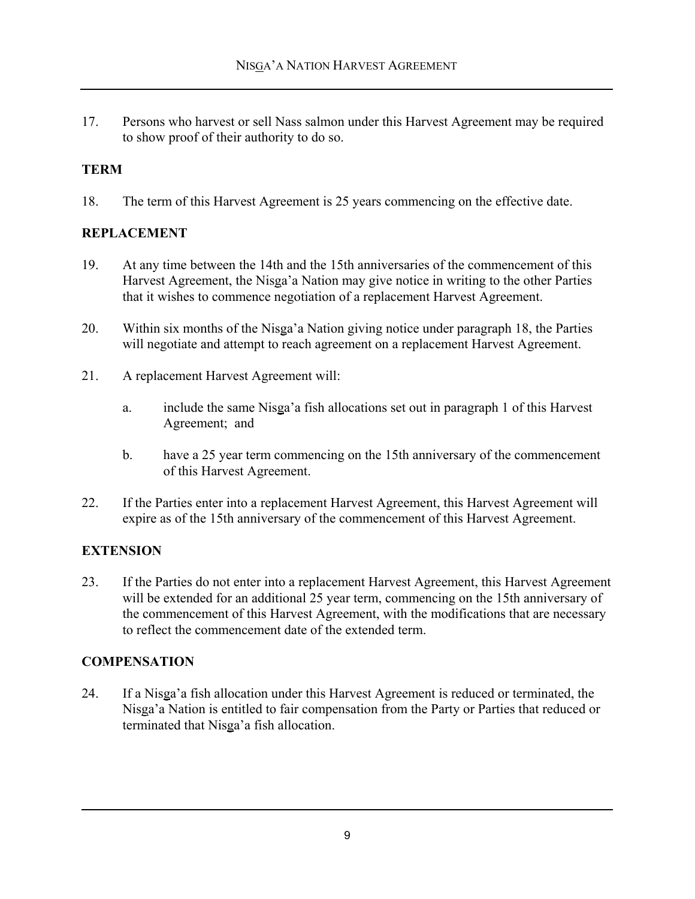17. Persons who harvest or sell Nass salmon under this Harvest Agreement may be required to show proof of their authority to do so.

**TERM**

18. The term of this Harvest Agreement is 25 years commencing on the effective date.

**REPLACEMENT**

19. At any time between the 14th and the 15th anniversaries of the commencement of this Harvest Agreement, the Nisga'a Nation may give notice in writing to the other Parties that it wishes to commence negotiation of a replacement Harvest Agreement.

20. Within six months of the Nisga'a Nation giving notice under paragraph 18, the Parties will negotiate and attempt to reach agreement on a replacement Harvest Agreement.

21. A replacement Harvest Agreement will:

    a. include the same Nisga'a fish allocations set out in paragraph 1 of this Harvest Agreement; and

    b. have a 25 year term commencing on the 15th anniversary of the commencement of this Harvest Agreement.

22. If the Parties enter into a replacement Harvest Agreement, this Harvest Agreement will expire as of the 15th anniversary of the commencement of this Harvest Agreement.

**EXTENSION**

23. If the Parties do not enter into a replacement Harvest Agreement, this Harvest Agreement will be extended for an additional 25 year term, commencing on the 15th anniversary of the commencement of this Harvest Agreement, with the modifications that are necessary to reflect the commencement date of the extended term.

**COMPENSATION**

24. If a Nisga'a fish allocation under this Harvest Agreement is reduced or terminated, the Nisga'a Nation is entitled to fair compensation from the Party or Parties that reduced or terminated that Nisga'a fish allocation.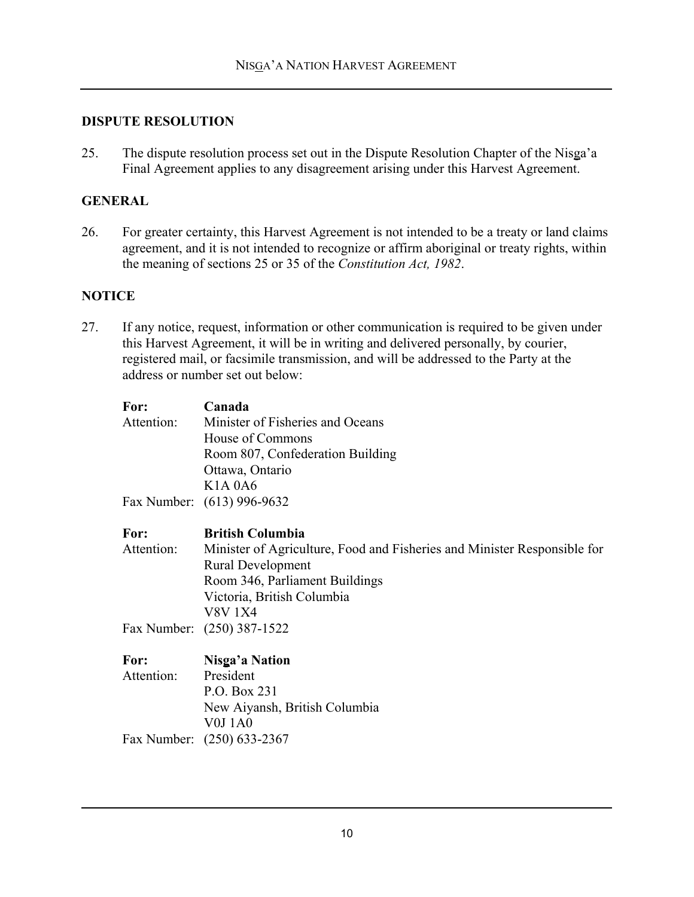## DISPUTE RESOLUTION

25. The dispute resolution process set out in the Dispute Resolution Chapter of the Nisga'a Final Agreement applies to any disagreement arising under this Harvest Agreement.

## GENERAL

26. For greater certainty, this Harvest Agreement is not intended to be a treaty or land claims agreement, and it is not intended to recognize or affirm aboriginal or treaty rights, within the meaning of sections 25 or 35 of the *Constitution Act, 1982*.

## NOTICE

27. If any notice, request, information or other communication is required to be given under this Harvest Agreement, it will be in writing and delivered personally, by courier, registered mail, or facsimile transmission, and will be addressed to the Party at the address or number set out below:

**For:** **Canada**
Attention: Minister of Fisheries and Oceans
House of Commons
Room 807, Confederation Building
Ottawa, Ontario
K1A 0A6
Fax Number: (613) 996-9632

**For:** **British Columbia**
Attention: Minister of Agriculture, Food and Fisheries and Minister Responsible for Rural Development
Room 346, Parliament Buildings
Victoria, British Columbia
V8V 1X4
Fax Number: (250) 387-1522

**For:** **Nisga'a Nation**
Attention: President
P.O. Box 231
New Aiyansh, British Columbia
V0J 1A0
Fax Number: (250) 633-2367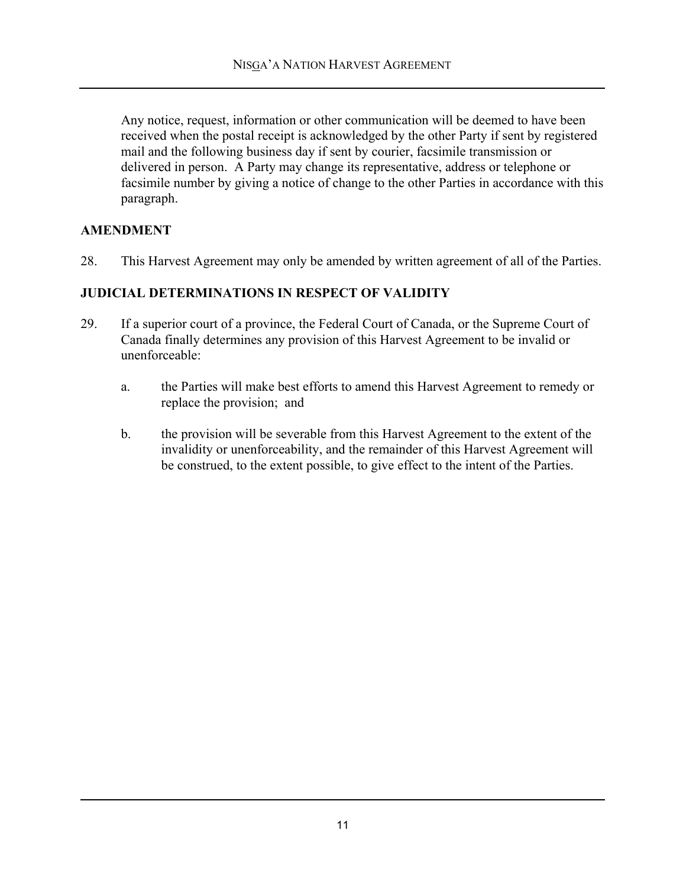Any notice, request, information or other communication will be deemed to have been received when the postal receipt is acknowledged by the other Party if sent by registered mail and the following business day if sent by courier, facsimile transmission or delivered in person. A Party may change its representative, address or telephone or facsimile number by giving a notice of change to the other Parties in accordance with this paragraph.

## AMENDMENT

28. This Harvest Agreement may only be amended by written agreement of all of the Parties.

## JUDICIAL DETERMINATIONS IN RESPECT OF VALIDITY

29. If a superior court of a province, the Federal Court of Canada, or the Supreme Court of Canada finally determines any provision of this Harvest Agreement to be invalid or unenforceable:

    a. the Parties will make best efforts to amend this Harvest Agreement to remedy or replace the provision; and

    b. the provision will be severable from this Harvest Agreement to the extent of the invalidity or unenforceability, and the remainder of this Harvest Agreement will be construed, to the extent possible, to give effect to the intent of the Parties.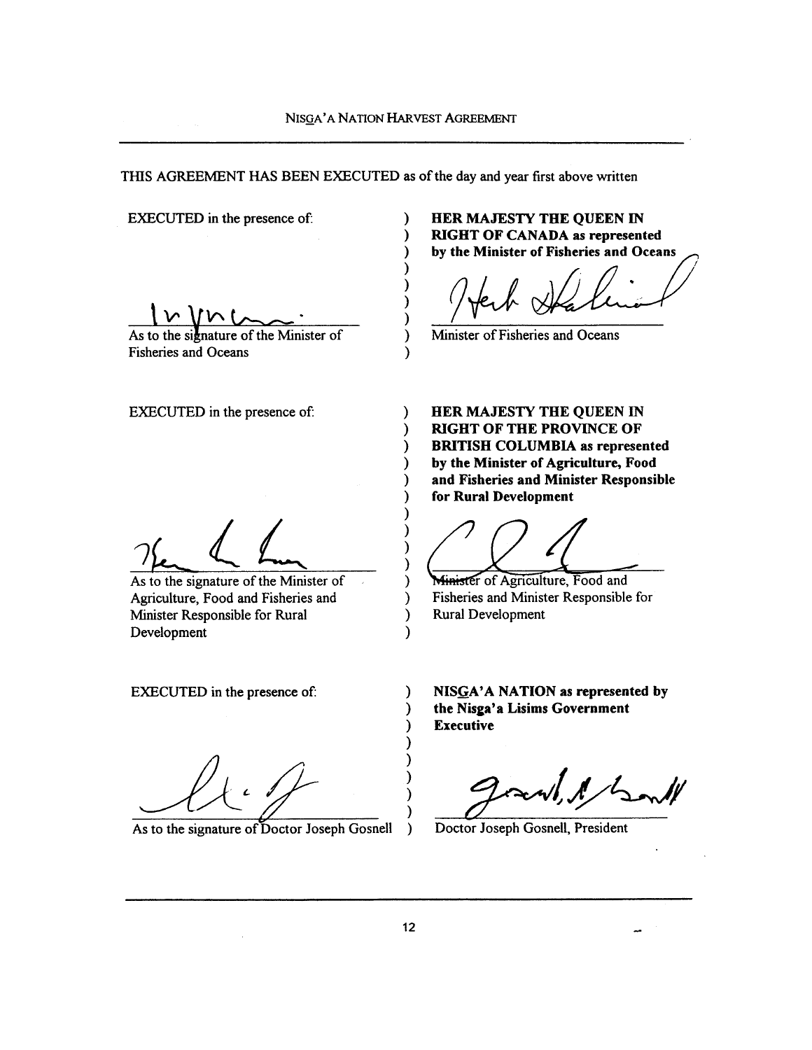THIS AGREEMENT HAS BEEN EXECUTED as of the day and year first above written

| | |
|---|---|
| EXECUTED in the presence of:<br><br>As to the signature of the Minister of Fisheries and Oceans | **HER MAJESTY THE QUEEN IN RIGHT OF CANADA as represented by the Minister of Fisheries and Oceans**<br><br>Minister of Fisheries and Oceans |
| EXECUTED in the presence of:<br><br>As to the signature of the Minister of Agriculture, Food and Fisheries and Minister Responsible for Rural Development | **HER MAJESTY THE QUEEN IN RIGHT OF THE PROVINCE OF BRITISH COLUMBIA as represented by the Minister of Agriculture, Food and Fisheries and Minister Responsible for Rural Development**<br><br>Minister of Agriculture, Food and Fisheries and Minister Responsible for Rural Development |
| EXECUTED in the presence of:<br><br>As to the signature of Doctor Joseph Gosnell | **NISG̱A'A NATION as represented by the Nisga'a Lisims Government Executive**<br><br>Doctor Joseph Gosnell, President |